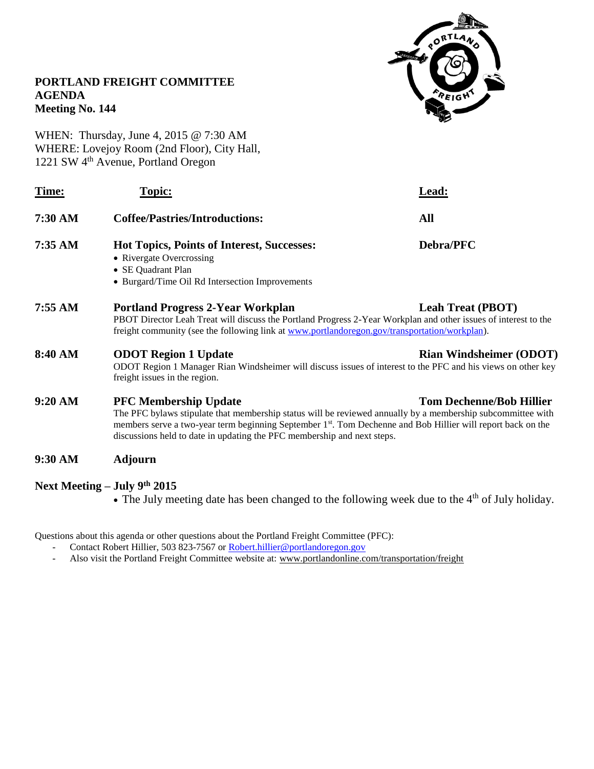# PORTLAND FREIGHT COMMITTEE
## AGENDA
## Meeting No. 144

WHEN: Thursday, June 4, 2015 @ 7:30 AM
WHERE: Lovejoy Room (2nd Floor), City Hall,
1221 SW 4th Avenue, Portland Oregon

| Time: | Topic: | Lead: |
|---|---|---|
| **7:30 AM** | **Coffee/Pastries/Introductions:** | **All** |
| **7:35 AM** | **Hot Topics, Points of Interest, Successes:**<br>• Rivergate Overcrossing<br>• SE Quadrant Plan<br>• Burgard/Time Oil Rd Intersection Improvements | **Debra/PFC** |
| **7:55 AM** | **Portland Progress 2-Year Workplan**<br>PBOT Director Leah Treat will discuss the Portland Progress 2-Year Workplan and other issues of interest to the freight community (see the following link at www.portlandoregon.gov/transportation/workplan). | **Leah Treat (PBOT)** |
| **8:40 AM** | **ODOT Region 1 Update**<br>ODOT Region 1 Manager Rian Windsheimer will discuss issues of interest to the PFC and his views on other key freight issues in the region. | **Rian Windsheimer (ODOT)** |
| **9:20 AM** | **PFC Membership Update**<br>The PFC bylaws stipulate that membership status will be reviewed annually by a membership subcommittee with members serve a two-year term beginning September 1st. Tom Dechenne and Bob Hillier will report back on the discussions held to date in updating the PFC membership and next steps. | **Tom Dechenne/Bob Hillier** |
| **9:30 AM** | **Adjourn** | |

**Next Meeting – July 9th 2015**

- The July meeting date has been changed to the following week due to the 4th of July holiday.

Questions about this agenda or other questions about the Portland Freight Committee (PFC):

- Contact Robert Hillier, 503 823-7567 or Robert.hillier@portlandoregon.gov
- Also visit the Portland Freight Committee website at: www.portlandonline.com/transportation/freight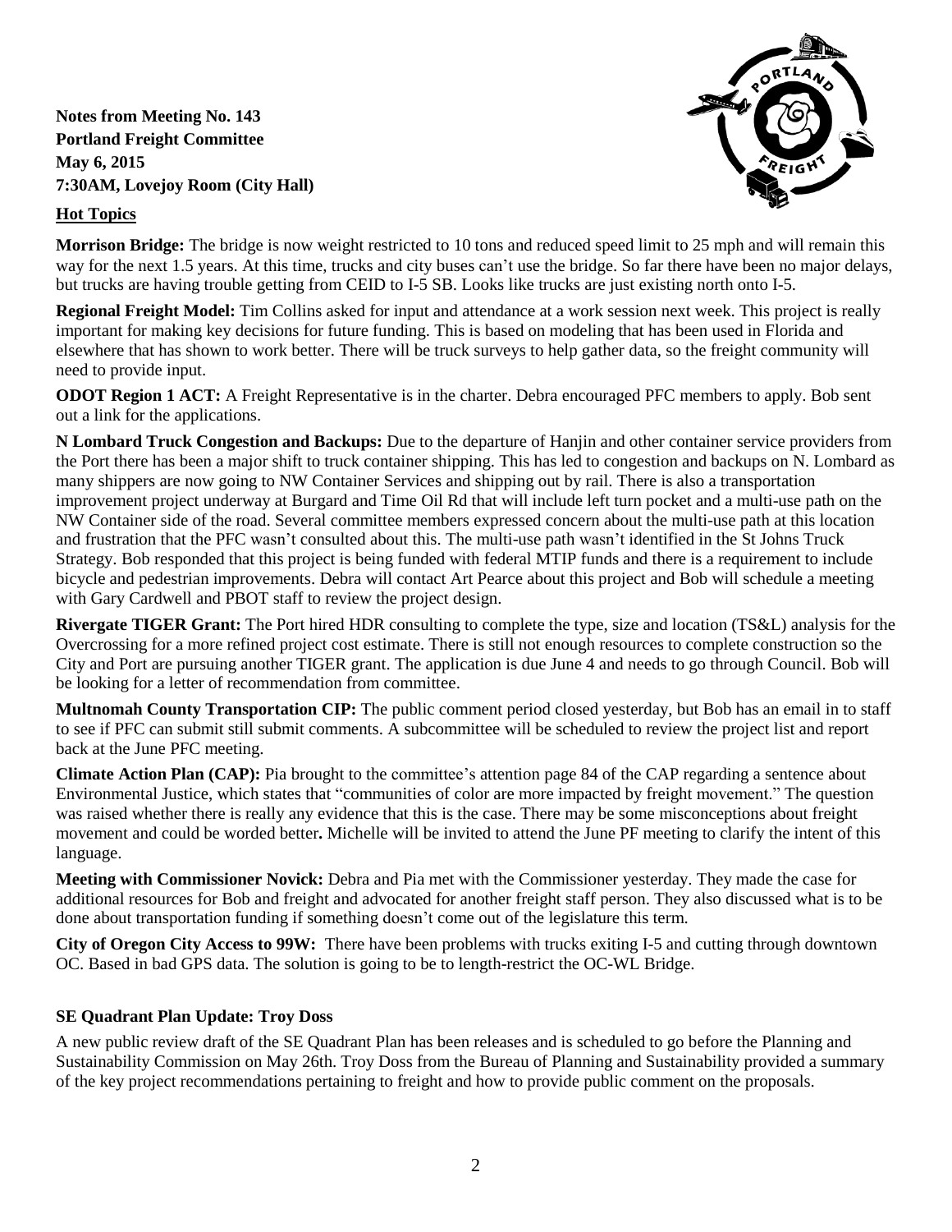**Notes from Meeting No. 143**
**Portland Freight Committee**
**May 6, 2015**
**7:30AM, Lovejoy Room (City Hall)**

## Hot Topics

**Morrison Bridge:** The bridge is now weight restricted to 10 tons and reduced speed limit to 25 mph and will remain this way for the next 1.5 years. At this time, trucks and city buses can't use the bridge. So far there have been no major delays, but trucks are having trouble getting from CEID to I-5 SB. Looks like trucks are just existing north onto I-5.

**Regional Freight Model:** Tim Collins asked for input and attendance at a work session next week. This project is really important for making key decisions for future funding. This is based on modeling that has been used in Florida and elsewhere that has shown to work better. There will be truck surveys to help gather data, so the freight community will need to provide input.

**ODOT Region 1 ACT:** A Freight Representative is in the charter. Debra encouraged PFC members to apply. Bob sent out a link for the applications.

**N Lombard Truck Congestion and Backups:** Due to the departure of Hanjin and other container service providers from the Port there has been a major shift to truck container shipping. This has led to congestion and backups on N. Lombard as many shippers are now going to NW Container Services and shipping out by rail. There is also a transportation improvement project underway at Burgard and Time Oil Rd that will include left turn pocket and a multi-use path on the NW Container side of the road. Several committee members expressed concern about the multi-use path at this location and frustration that the PFC wasn't consulted about this. The multi-use path wasn't identified in the St Johns Truck Strategy. Bob responded that this project is being funded with federal MTIP funds and there is a requirement to include bicycle and pedestrian improvements. Debra will contact Art Pearce about this project and Bob will schedule a meeting with Gary Cardwell and PBOT staff to review the project design.

**Rivergate TIGER Grant:** The Port hired HDR consulting to complete the type, size and location (TS&L) analysis for the Overcrossing for a more refined project cost estimate. There is still not enough resources to complete construction so the City and Port are pursuing another TIGER grant. The application is due June 4 and needs to go through Council. Bob will be looking for a letter of recommendation from committee.

**Multnomah County Transportation CIP:** The public comment period closed yesterday, but Bob has an email in to staff to see if PFC can submit still submit comments. A subcommittee will be scheduled to review the project list and report back at the June PFC meeting.

**Climate Action Plan (CAP):** Pia brought to the committee's attention page 84 of the CAP regarding a sentence about Environmental Justice, which states that "communities of color are more impacted by freight movement." The question was raised whether there is really any evidence that this is the case. There may be some misconceptions about freight movement and could be worded better**.** Michelle will be invited to attend the June PF meeting to clarify the intent of this language.

**Meeting with Commissioner Novick:** Debra and Pia met with the Commissioner yesterday. They made the case for additional resources for Bob and freight and advocated for another freight staff person. They also discussed what is to be done about transportation funding if something doesn't come out of the legislature this term.

**City of Oregon City Access to 99W:** There have been problems with trucks exiting I-5 and cutting through downtown OC. Based in bad GPS data. The solution is going to be to length-restrict the OC-WL Bridge.

## SE Quadrant Plan Update: Troy Doss

A new public review draft of the SE Quadrant Plan has been releases and is scheduled to go before the Planning and Sustainability Commission on May 26th. Troy Doss from the Bureau of Planning and Sustainability provided a summary of the key project recommendations pertaining to freight and how to provide public comment on the proposals.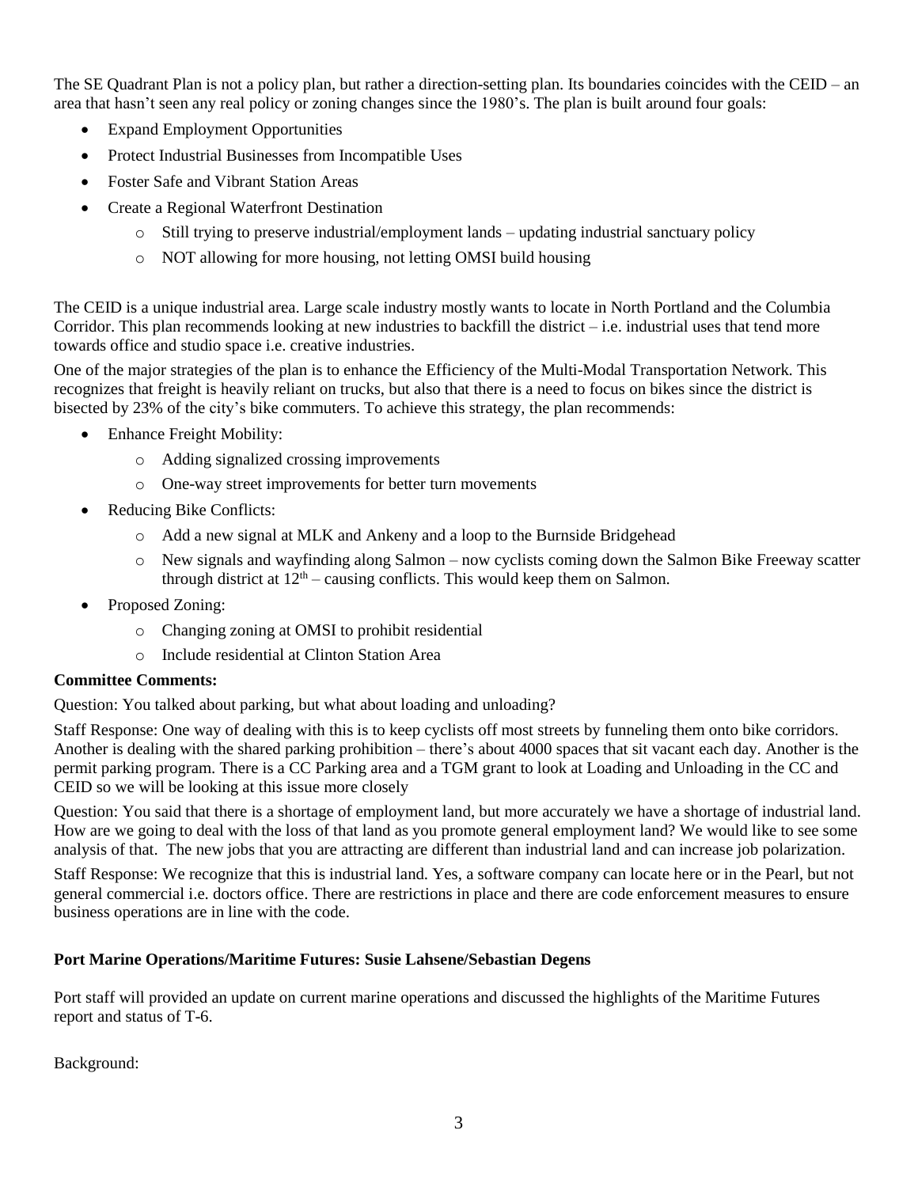The SE Quadrant Plan is not a policy plan, but rather a direction-setting plan. Its boundaries coincides with the CEID – an area that hasn't seen any real policy or zoning changes since the 1980's. The plan is built around four goals:

- Expand Employment Opportunities
- Protect Industrial Businesses from Incompatible Uses
- Foster Safe and Vibrant Station Areas
- Create a Regional Waterfront Destination
  - Still trying to preserve industrial/employment lands – updating industrial sanctuary policy
  - NOT allowing for more housing, not letting OMSI build housing

The CEID is a unique industrial area. Large scale industry mostly wants to locate in North Portland and the Columbia Corridor. This plan recommends looking at new industries to backfill the district – i.e. industrial uses that tend more towards office and studio space i.e. creative industries.

One of the major strategies of the plan is to enhance the Efficiency of the Multi-Modal Transportation Network. This recognizes that freight is heavily reliant on trucks, but also that there is a need to focus on bikes since the district is bisected by 23% of the city's bike commuters. To achieve this strategy, the plan recommends:

- Enhance Freight Mobility:
  - Adding signalized crossing improvements
  - One-way street improvements for better turn movements
- Reducing Bike Conflicts:
  - Add a new signal at MLK and Ankeny and a loop to the Burnside Bridgehead
  - New signals and wayfinding along Salmon – now cyclists coming down the Salmon Bike Freeway scatter through district at 12th – causing conflicts. This would keep them on Salmon.
- Proposed Zoning:
  - Changing zoning at OMSI to prohibit residential
  - Include residential at Clinton Station Area

**Committee Comments:**

Question: You talked about parking, but what about loading and unloading?

Staff Response: One way of dealing with this is to keep cyclists off most streets by funneling them onto bike corridors. Another is dealing with the shared parking prohibition – there's about 4000 spaces that sit vacant each day. Another is the permit parking program. There is a CC Parking area and a TGM grant to look at Loading and Unloading in the CC and CEID so we will be looking at this issue more closely

Question: You said that there is a shortage of employment land, but more accurately we have a shortage of industrial land. How are we going to deal with the loss of that land as you promote general employment land? We would like to see some analysis of that. The new jobs that you are attracting are different than industrial land and can increase job polarization.

Staff Response: We recognize that this is industrial land. Yes, a software company can locate here or in the Pearl, but not general commercial i.e. doctors office. There are restrictions in place and there are code enforcement measures to ensure business operations are in line with the code.

**Port Marine Operations/Maritime Futures: Susie Lahsene/Sebastian Degens**

Port staff will provided an update on current marine operations and discussed the highlights of the Maritime Futures report and status of T-6.

Background: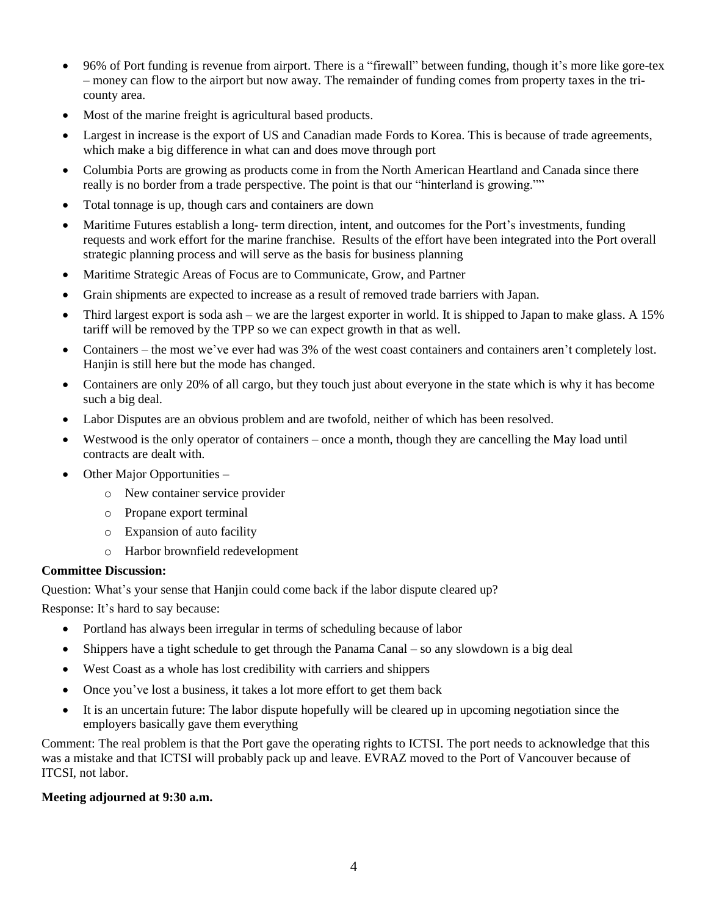- 96% of Port funding is revenue from airport. There is a "firewall" between funding, though it's more like gore-tex – money can flow to the airport but now away. The remainder of funding comes from property taxes in the tri-county area.
- Most of the marine freight is agricultural based products.
- Largest in increase is the export of US and Canadian made Fords to Korea. This is because of trade agreements, which make a big difference in what can and does move through port
- Columbia Ports are growing as products come in from the North American Heartland and Canada since there really is no border from a trade perspective. The point is that our "hinterland is growing.""
- Total tonnage is up, though cars and containers are down
- Maritime Futures establish a long- term direction, intent, and outcomes for the Port's investments, funding requests and work effort for the marine franchise. Results of the effort have been integrated into the Port overall strategic planning process and will serve as the basis for business planning
- Maritime Strategic Areas of Focus are to Communicate, Grow, and Partner
- Grain shipments are expected to increase as a result of removed trade barriers with Japan.
- Third largest export is soda ash – we are the largest exporter in world. It is shipped to Japan to make glass. A 15% tariff will be removed by the TPP so we can expect growth in that as well.
- Containers – the most we've ever had was 3% of the west coast containers and containers aren't completely lost. Hanjin is still here but the mode has changed.
- Containers are only 20% of all cargo, but they touch just about everyone in the state which is why it has become such a big deal.
- Labor Disputes are an obvious problem and are twofold, neither of which has been resolved.
- Westwood is the only operator of containers – once a month, though they are cancelling the May load until contracts are dealt with.
- Other Major Opportunities –
  - New container service provider
  - Propane export terminal
  - Expansion of auto facility
  - Harbor brownfield redevelopment

**Committee Discussion:**

Question: What's your sense that Hanjin could come back if the labor dispute cleared up?

Response: It's hard to say because:

- Portland has always been irregular in terms of scheduling because of labor
- Shippers have a tight schedule to get through the Panama Canal – so any slowdown is a big deal
- West Coast as a whole has lost credibility with carriers and shippers
- Once you've lost a business, it takes a lot more effort to get them back
- It is an uncertain future: The labor dispute hopefully will be cleared up in upcoming negotiation since the employers basically gave them everything

Comment: The real problem is that the Port gave the operating rights to ICTSI. The port needs to acknowledge that this was a mistake and that ICTSI will probably pack up and leave. EVRAZ moved to the Port of Vancouver because of ITCSI, not labor.

**Meeting adjourned at 9:30 a.m.**